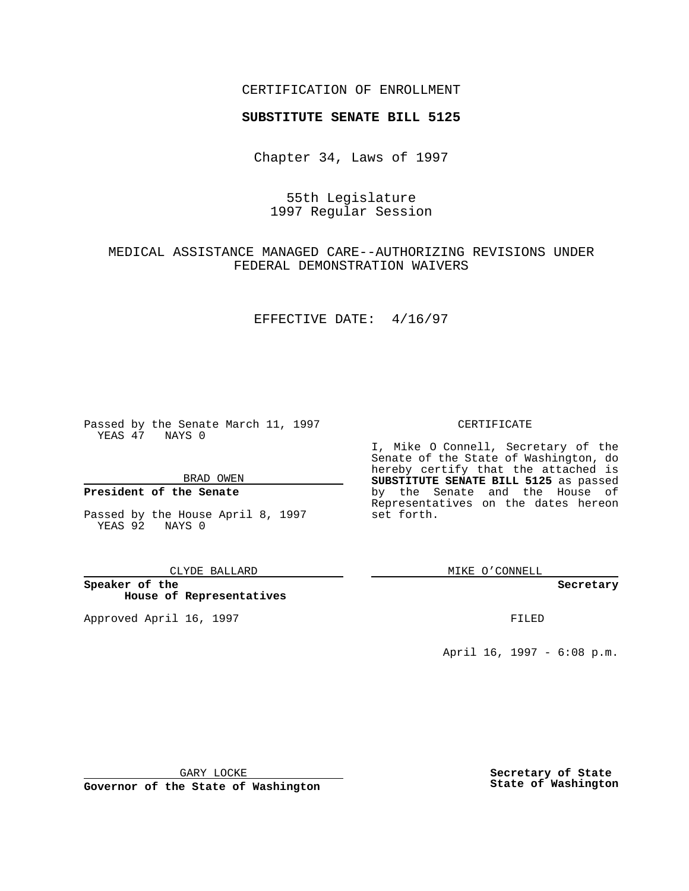CERTIFICATION OF ENROLLMENT

**SUBSTITUTE SENATE BILL 5125**

Chapter 34, Laws of 1997

55th Legislature
1997 Regular Session

MEDICAL ASSISTANCE MANAGED CARE--AUTHORIZING REVISIONS UNDER FEDERAL DEMONSTRATION WAIVERS

EFFECTIVE DATE: 4/16/97

Passed by the Senate March 11, 1997
YEAS 47 NAYS 0

BRAD OWEN

**President of the Senate**

Passed by the House April 8, 1997
YEAS 92 NAYS 0

CLYDE BALLARD

**Speaker of the House of Representatives**

Approved April 16, 1997

GARY LOCKE

**Governor of the State of Washington**

CERTIFICATE

I, Mike O Connell, Secretary of the Senate of the State of Washington, do hereby certify that the attached is **SUBSTITUTE SENATE BILL 5125** as passed by the Senate and the House of Representatives on the dates hereon set forth.

MIKE O'CONNELL

**Secretary**

FILED

April 16, 1997 - 6:08 p.m.

**Secretary of State**
**State of Washington**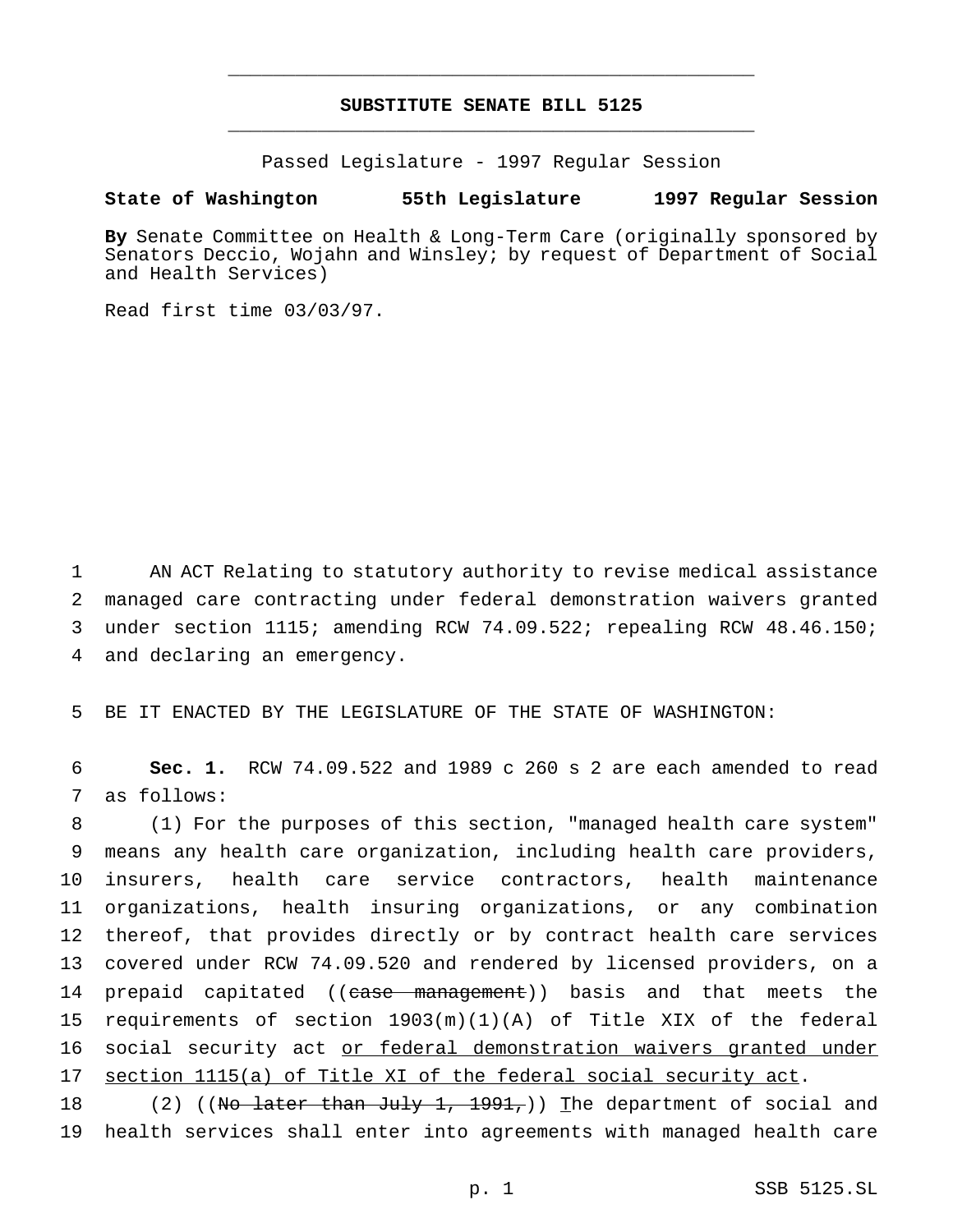**SUBSTITUTE SENATE BILL 5125**

Passed Legislature - 1997 Regular Session

**State of Washington 55th Legislature 1997 Regular Session**

**By** Senate Committee on Health & Long-Term Care (originally sponsored by Senators Deccio, Wojahn and Winsley; by request of Department of Social and Health Services)

Read first time 03/03/97.

AN ACT Relating to statutory authority to revise medical assistance managed care contracting under federal demonstration waivers granted under section 1115; amending RCW 74.09.522; repealing RCW 48.46.150; and declaring an emergency.

BE IT ENACTED BY THE LEGISLATURE OF THE STATE OF WASHINGTON:

**Sec. 1.** RCW 74.09.522 and 1989 c 260 s 2 are each amended to read as follows:

(1) For the purposes of this section, "managed health care system" means any health care organization, including health care providers, insurers, health care service contractors, health maintenance organizations, health insuring organizations, or any combination thereof, that provides directly or by contract health care services covered under RCW 74.09.520 and rendered by licensed providers, on a prepaid capitated ((~~case management~~)) basis and that meets the requirements of section 1903(m)(1)(A) of Title XIX of the federal social security act <u>or federal demonstration waivers granted under section 1115(a) of Title XI of the federal social security act</u>.

(2) ((~~No later than July 1, 1991,~~)) <u>T</u>he department of social and health services shall enter into agreements with managed health care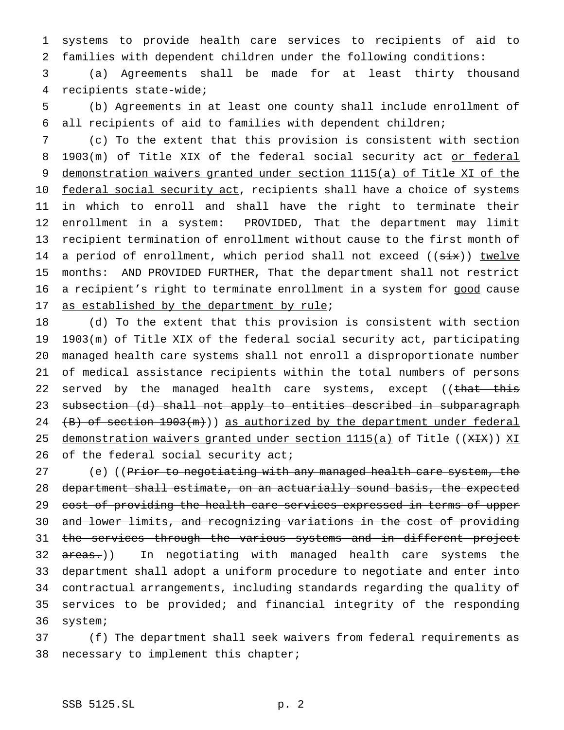systems to provide health care services to recipients of aid to families with dependent children under the following conditions:

(a) Agreements shall be made for at least thirty thousand recipients state-wide;

(b) Agreements in at least one county shall include enrollment of all recipients of aid to families with dependent children;

(c) To the extent that this provision is consistent with section 1903(m) of Title XIX of the federal social security act <u>or federal demonstration waivers granted under section 1115(a) of Title XI of the federal social security act</u>, recipients shall have a choice of systems in which to enroll and shall have the right to terminate their enrollment in a system: PROVIDED, That the department may limit recipient termination of enrollment without cause to the first month of a period of enrollment, which period shall not exceed ((~~six~~)) <u>twelve</u> months: AND PROVIDED FURTHER, That the department shall not restrict a recipient's right to terminate enrollment in a system for <u>good</u> cause <u>as established by the department by rule</u>;

(d) To the extent that this provision is consistent with section 1903(m) of Title XIX of the federal social security act, participating managed health care systems shall not enroll a disproportionate number of medical assistance recipients within the total numbers of persons served by the managed health care systems, except ((~~that this subsection (d) shall not apply to entities described in subparagraph (B) of section 1903(m)~~)) <u>as authorized by the department under federal demonstration waivers granted under section 1115(a)</u> of Title ((~~XIX~~)) <u>XI</u> of the federal social security act;

(e) ((~~Prior to negotiating with any managed health care system, the department shall estimate, on an actuarially sound basis, the expected cost of providing the health care services expressed in terms of upper and lower limits, and recognizing variations in the cost of providing the services through the various systems and in different project areas.~~)) In negotiating with managed health care systems the department shall adopt a uniform procedure to negotiate and enter into contractual arrangements, including standards regarding the quality of services to be provided; and financial integrity of the responding system;

(f) The department shall seek waivers from federal requirements as necessary to implement this chapter;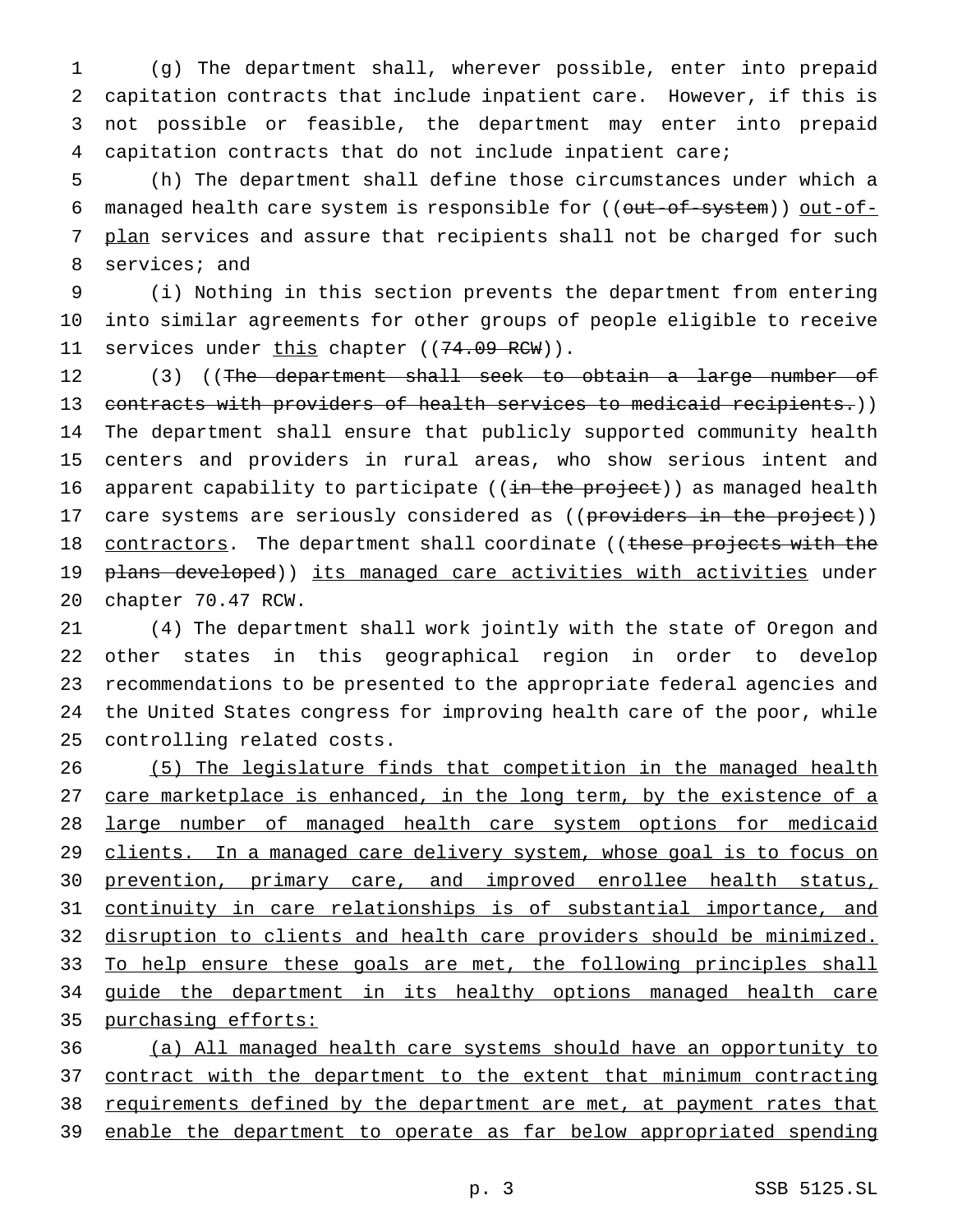(g) The department shall, wherever possible, enter into prepaid capitation contracts that include inpatient care. However, if this is not possible or feasible, the department may enter into prepaid capitation contracts that do not include inpatient care;

(h) The department shall define those circumstances under which a managed health care system is responsible for ((~~out-of-system~~)) <u>out-of-plan</u> services and assure that recipients shall not be charged for such services; and

(i) Nothing in this section prevents the department from entering into similar agreements for other groups of people eligible to receive services under <u>this</u> chapter ((~~74.09 RCW~~)).

(3) ((~~The department shall seek to obtain a large number of contracts with providers of health services to medicaid recipients.~~)) The department shall ensure that publicly supported community health centers and providers in rural areas, who show serious intent and apparent capability to participate ((~~in the project~~)) as managed health care systems are seriously considered as ((~~providers in the project~~)) <u>contractors</u>. The department shall coordinate ((~~these projects with the plans developed~~)) <u>its managed care activities with activities</u> under chapter 70.47 RCW.

(4) The department shall work jointly with the state of Oregon and other states in this geographical region in order to develop recommendations to be presented to the appropriate federal agencies and the United States congress for improving health care of the poor, while controlling related costs.

<u>(5) The legislature finds that competition in the managed health care marketplace is enhanced, in the long term, by the existence of a large number of managed health care system options for medicaid clients. In a managed care delivery system, whose goal is to focus on prevention, primary care, and improved enrollee health status, continuity in care relationships is of substantial importance, and disruption to clients and health care providers should be minimized. To help ensure these goals are met, the following principles shall guide the department in its healthy options managed health care purchasing efforts:</u>

<u>(a) All managed health care systems should have an opportunity to contract with the department to the extent that minimum contracting requirements defined by the department are met, at payment rates that enable the department to operate as far below appropriated spending</u>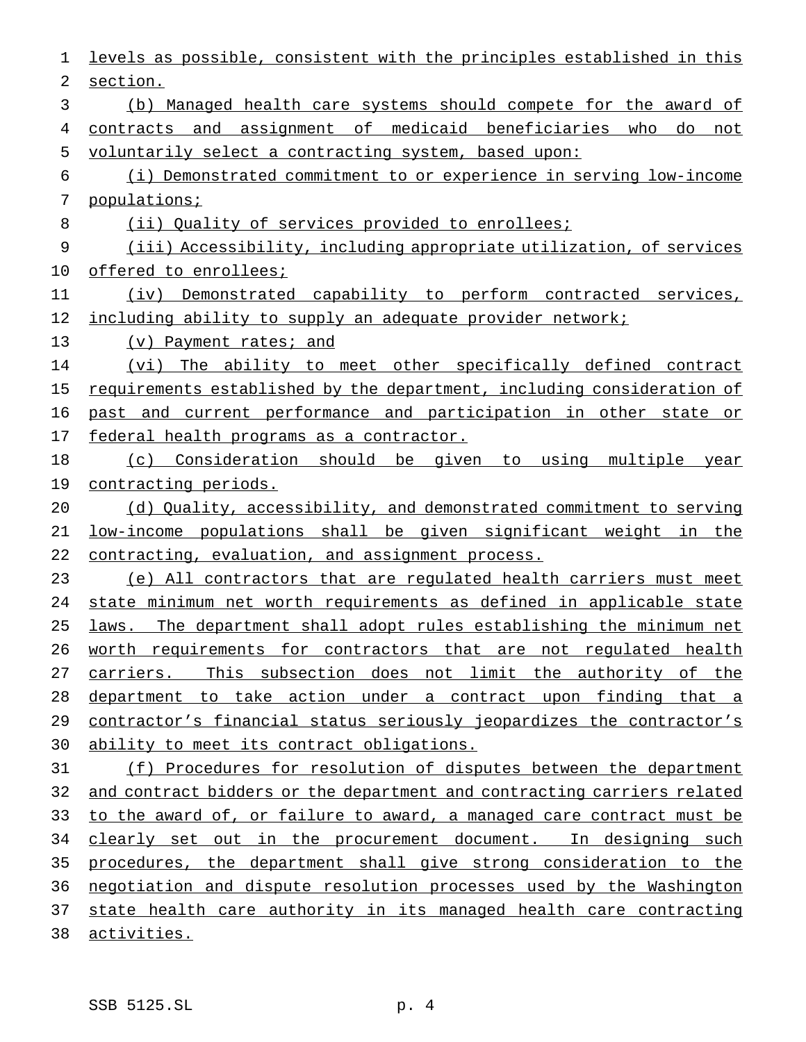levels as possible, consistent with the principles established in this section.

(b) Managed health care systems should compete for the award of contracts and assignment of medicaid beneficiaries who do not voluntarily select a contracting system, based upon:

(i) Demonstrated commitment to or experience in serving low-income populations;

(ii) Quality of services provided to enrollees;

(iii) Accessibility, including appropriate utilization, of services offered to enrollees;

(iv) Demonstrated capability to perform contracted services, including ability to supply an adequate provider network;

(v) Payment rates; and

(vi) The ability to meet other specifically defined contract requirements established by the department, including consideration of past and current performance and participation in other state or federal health programs as a contractor.

(c) Consideration should be given to using multiple year contracting periods.

(d) Quality, accessibility, and demonstrated commitment to serving low-income populations shall be given significant weight in the contracting, evaluation, and assignment process.

(e) All contractors that are regulated health carriers must meet state minimum net worth requirements as defined in applicable state laws. The department shall adopt rules establishing the minimum net worth requirements for contractors that are not regulated health carriers. This subsection does not limit the authority of the department to take action under a contract upon finding that a contractor's financial status seriously jeopardizes the contractor's ability to meet its contract obligations.

(f) Procedures for resolution of disputes between the department and contract bidders or the department and contracting carriers related to the award of, or failure to award, a managed care contract must be clearly set out in the procurement document. In designing such procedures, the department shall give strong consideration to the negotiation and dispute resolution processes used by the Washington state health care authority in its managed health care contracting activities.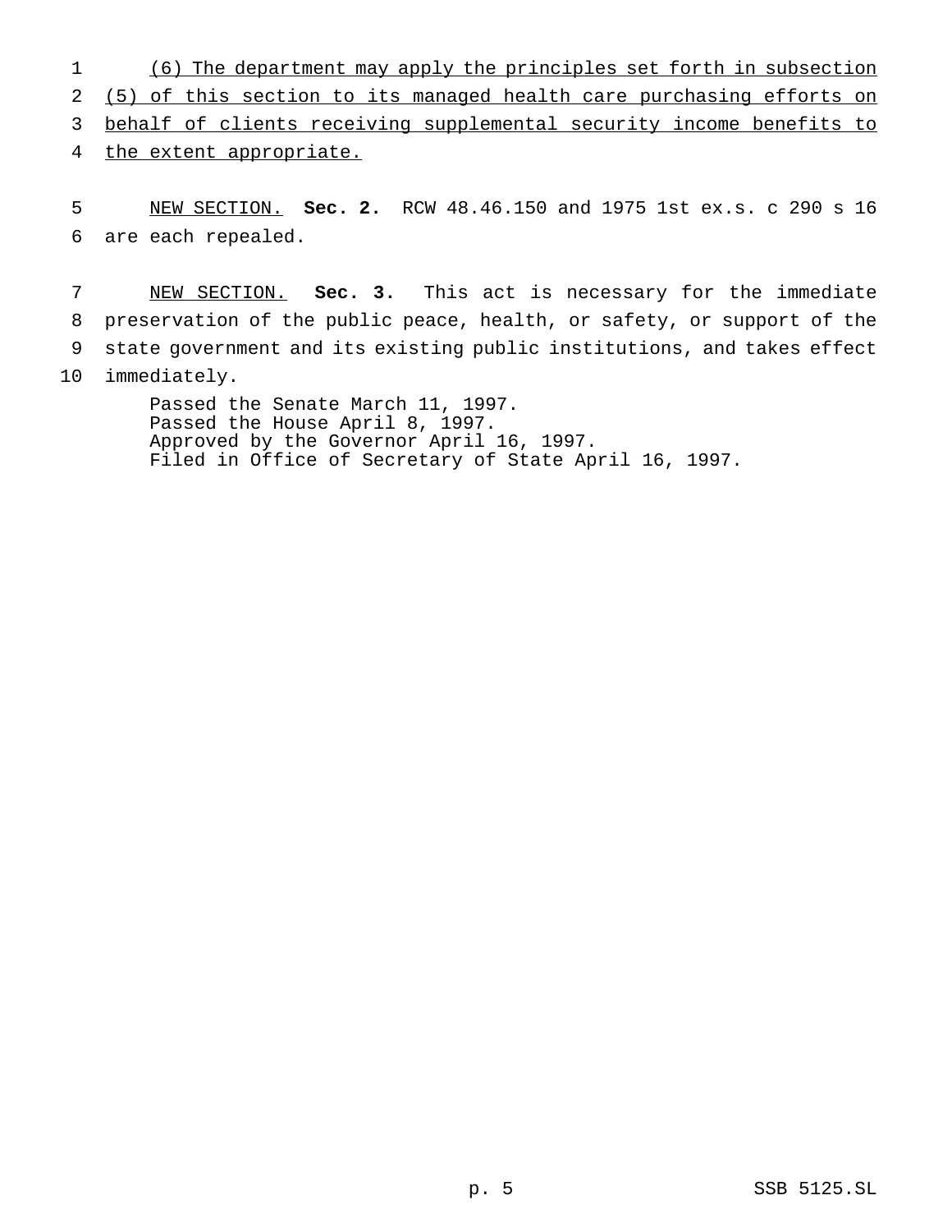(6) The department may apply the principles set forth in subsection (5) of this section to its managed health care purchasing efforts on behalf of clients receiving supplemental security income benefits to the extent appropriate.

NEW SECTION. **Sec. 2.** RCW 48.46.150 and 1975 1st ex.s. c 290 s 16 are each repealed.

NEW SECTION. **Sec. 3.** This act is necessary for the immediate preservation of the public peace, health, or safety, or support of the state government and its existing public institutions, and takes effect immediately.

Passed the Senate March 11, 1997.
Passed the House April 8, 1997.
Approved by the Governor April 16, 1997.
Filed in Office of Secretary of State April 16, 1997.